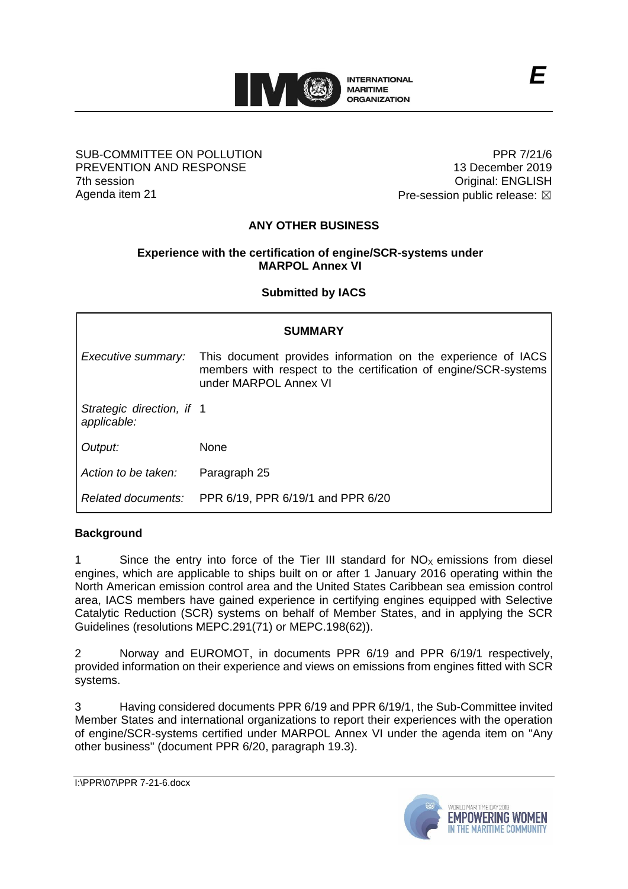SUB-COMMITTEE ON POLLUTION PREVENTION AND RESPONSE
7th session
Agenda item 21

PPR 7/21/6
13 December 2019
Original: ENGLISH
Pre-session public release: ☒

## ANY OTHER BUSINESS

### Experience with the certification of engine/SCR-systems under MARPOL Annex VI

**Submitted by IACS**

| SUMMARY | |
|---|---|
| *Executive summary:* | This document provides information on the experience of IACS members with respect to the certification of engine/SCR-systems under MARPOL Annex VI |
| *Strategic direction, if applicable:* | 1 |
| *Output:* | None |
| *Action to be taken:* | Paragraph 25 |
| *Related documents:* | PPR 6/19, PPR 6/19/1 and PPR 6/20 |

**Background**

1 Since the entry into force of the Tier III standard for $NO_x$ emissions from diesel engines, which are applicable to ships built on or after 1 January 2016 operating within the North American emission control area and the United States Caribbean sea emission control area, IACS members have gained experience in certifying engines equipped with Selective Catalytic Reduction (SCR) systems on behalf of Member States, and in applying the SCR Guidelines (resolutions MEPC.291(71) or MEPC.198(62)).

2 Norway and EUROMOT, in documents PPR 6/19 and PPR 6/19/1 respectively, provided information on their experience and views on emissions from engines fitted with SCR systems.

3 Having considered documents PPR 6/19 and PPR 6/19/1, the Sub-Committee invited Member States and international organizations to report their experiences with the operation of engine/SCR-systems certified under MARPOL Annex VI under the agenda item on "Any other business" (document PPR 6/20, paragraph 19.3).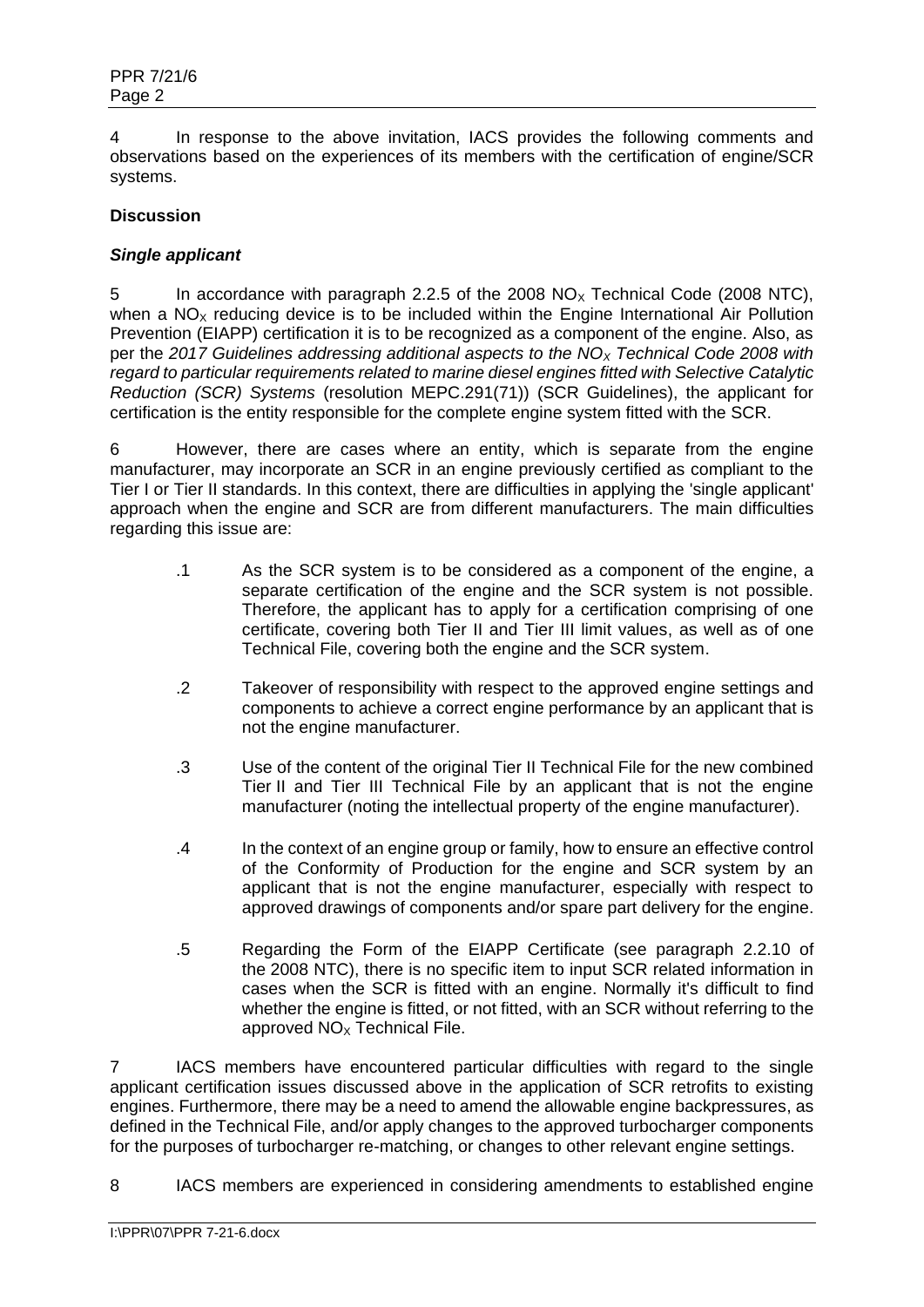4 In response to the above invitation, IACS provides the following comments and observations based on the experiences of its members with the certification of engine/SCR systems.

**Discussion**

***Single applicant***

5 In accordance with paragraph 2.2.5 of the 2008 $NO_X$ Technical Code (2008 NTC), when a $NO_X$ reducing device is to be included within the Engine International Air Pollution Prevention (EIAPP) certification it is to be recognized as a component of the engine. Also, as per the *2017 Guidelines addressing additional aspects to the $NO_X$ Technical Code 2008 with regard to particular requirements related to marine diesel engines fitted with Selective Catalytic Reduction (SCR) Systems* (resolution MEPC.291(71)) (SCR Guidelines), the applicant for certification is the entity responsible for the complete engine system fitted with the SCR.

6 However, there are cases where an entity, which is separate from the engine manufacturer, may incorporate an SCR in an engine previously certified as compliant to the Tier I or Tier II standards. In this context, there are difficulties in applying the 'single applicant' approach when the engine and SCR are from different manufacturers. The main difficulties regarding this issue are:

.1 As the SCR system is to be considered as a component of the engine, a separate certification of the engine and the SCR system is not possible. Therefore, the applicant has to apply for a certification comprising of one certificate, covering both Tier II and Tier III limit values, as well as of one Technical File, covering both the engine and the SCR system.

.2 Takeover of responsibility with respect to the approved engine settings and components to achieve a correct engine performance by an applicant that is not the engine manufacturer.

.3 Use of the content of the original Tier II Technical File for the new combined Tier II and Tier III Technical File by an applicant that is not the engine manufacturer (noting the intellectual property of the engine manufacturer).

.4 In the context of an engine group or family, how to ensure an effective control of the Conformity of Production for the engine and SCR system by an applicant that is not the engine manufacturer, especially with respect to approved drawings of components and/or spare part delivery for the engine.

.5 Regarding the Form of the EIAPP Certificate (see paragraph 2.2.10 of the 2008 NTC), there is no specific item to input SCR related information in cases when the SCR is fitted with an engine. Normally it's difficult to find whether the engine is fitted, or not fitted, with an SCR without referring to the approved $NO_X$ Technical File.

7 IACS members have encountered particular difficulties with regard to the single applicant certification issues discussed above in the application of SCR retrofits to existing engines. Furthermore, there may be a need to amend the allowable engine backpressures, as defined in the Technical File, and/or apply changes to the approved turbocharger components for the purposes of turbocharger re-matching, or changes to other relevant engine settings.

8 IACS members are experienced in considering amendments to established engine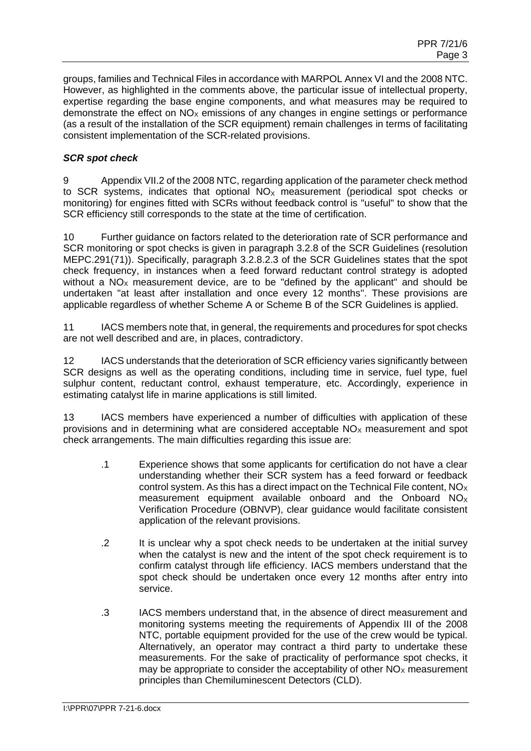groups, families and Technical Files in accordance with MARPOL Annex VI and the 2008 NTC. However, as highlighted in the comments above, the particular issue of intellectual property, expertise regarding the base engine components, and what measures may be required to demonstrate the effect on $NO_X$ emissions of any changes in engine settings or performance (as a result of the installation of the SCR equipment) remain challenges in terms of facilitating consistent implementation of the SCR-related provisions.

***SCR spot check***

9 Appendix VII.2 of the 2008 NTC, regarding application of the parameter check method to SCR systems, indicates that optional $NO_X$ measurement (periodical spot checks or monitoring) for engines fitted with SCRs without feedback control is "useful" to show that the SCR efficiency still corresponds to the state at the time of certification.

10 Further guidance on factors related to the deterioration rate of SCR performance and SCR monitoring or spot checks is given in paragraph 3.2.8 of the SCR Guidelines (resolution MEPC.291(71)). Specifically, paragraph 3.2.8.2.3 of the SCR Guidelines states that the spot check frequency, in instances when a feed forward reductant control strategy is adopted without a $NO_X$ measurement device, are to be "defined by the applicant" and should be undertaken "at least after installation and once every 12 months". These provisions are applicable regardless of whether Scheme A or Scheme B of the SCR Guidelines is applied.

11 IACS members note that, in general, the requirements and procedures for spot checks are not well described and are, in places, contradictory.

12 IACS understands that the deterioration of SCR efficiency varies significantly between SCR designs as well as the operating conditions, including time in service, fuel type, fuel sulphur content, reductant control, exhaust temperature, etc. Accordingly, experience in estimating catalyst life in marine applications is still limited.

13 IACS members have experienced a number of difficulties with application of these provisions and in determining what are considered acceptable $NO_X$ measurement and spot check arrangements. The main difficulties regarding this issue are:

.1 Experience shows that some applicants for certification do not have a clear understanding whether their SCR system has a feed forward or feedback control system. As this has a direct impact on the Technical File content, $NO_X$ measurement equipment available onboard and the Onboard $NO_X$ Verification Procedure (OBNVP), clear guidance would facilitate consistent application of the relevant provisions.

.2 It is unclear why a spot check needs to be undertaken at the initial survey when the catalyst is new and the intent of the spot check requirement is to confirm catalyst through life efficiency. IACS members understand that the spot check should be undertaken once every 12 months after entry into service.

.3 IACS members understand that, in the absence of direct measurement and monitoring systems meeting the requirements of Appendix III of the 2008 NTC, portable equipment provided for the use of the crew would be typical. Alternatively, an operator may contract a third party to undertake these measurements. For the sake of practicality of performance spot checks, it may be appropriate to consider the acceptability of other $NO_X$ measurement principles than Chemiluminescent Detectors (CLD).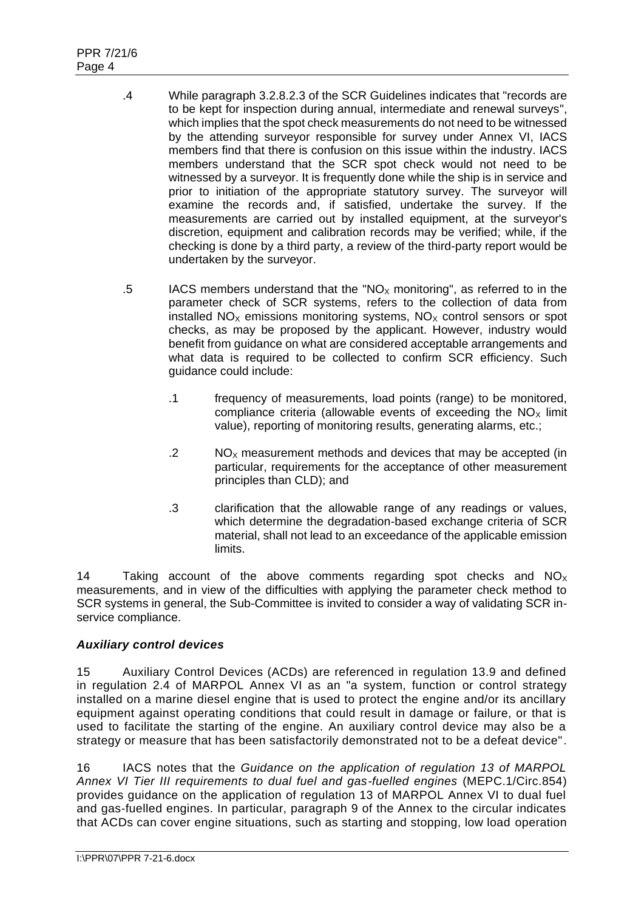.4 While paragraph 3.2.8.2.3 of the SCR Guidelines indicates that "records are to be kept for inspection during annual, intermediate and renewal surveys", which implies that the spot check measurements do not need to be witnessed by the attending surveyor responsible for survey under Annex VI, IACS members find that there is confusion on this issue within the industry. IACS members understand that the SCR spot check would not need to be witnessed by a surveyor. It is frequently done while the ship is in service and prior to initiation of the appropriate statutory survey. The surveyor will examine the records and, if satisfied, undertake the survey. If the measurements are carried out by installed equipment, at the surveyor's discretion, equipment and calibration records may be verified; while, if the checking is done by a third party, a review of the third-party report would be undertaken by the surveyor.

.5 IACS members understand that the "$NO_X$ monitoring", as referred to in the parameter check of SCR systems, refers to the collection of data from installed $NO_X$ emissions monitoring systems, $NO_X$ control sensors or spot checks, as may be proposed by the applicant. However, industry would benefit from guidance on what are considered acceptable arrangements and what data is required to be collected to confirm SCR efficiency. Such guidance could include:

   .1 frequency of measurements, load points (range) to be monitored, compliance criteria (allowable events of exceeding the $NO_X$ limit value), reporting of monitoring results, generating alarms, etc.;

   .2 $NO_X$ measurement methods and devices that may be accepted (in particular, requirements for the acceptance of other measurement principles than CLD); and

   .3 clarification that the allowable range of any readings or values, which determine the degradation-based exchange criteria of SCR material, shall not lead to an exceedance of the applicable emission limits.

14 Taking account of the above comments regarding spot checks and $NO_X$ measurements, and in view of the difficulties with applying the parameter check method to SCR systems in general, the Sub-Committee is invited to consider a way of validating SCR in-service compliance.

### *Auxiliary control devices*

15 Auxiliary Control Devices (ACDs) are referenced in regulation 13.9 and defined in regulation 2.4 of MARPOL Annex VI as an "a system, function or control strategy installed on a marine diesel engine that is used to protect the engine and/or its ancillary equipment against operating conditions that could result in damage or failure, or that is used to facilitate the starting of the engine. An auxiliary control device may also be a strategy or measure that has been satisfactorily demonstrated not to be a defeat device".

16 IACS notes that the *Guidance on the application of regulation 13 of MARPOL Annex VI Tier III requirements to dual fuel and gas-fuelled engines* (MEPC.1/Circ.854) provides guidance on the application of regulation 13 of MARPOL Annex VI to dual fuel and gas-fuelled engines. In particular, paragraph 9 of the Annex to the circular indicates that ACDs can cover engine situations, such as starting and stopping, low load operation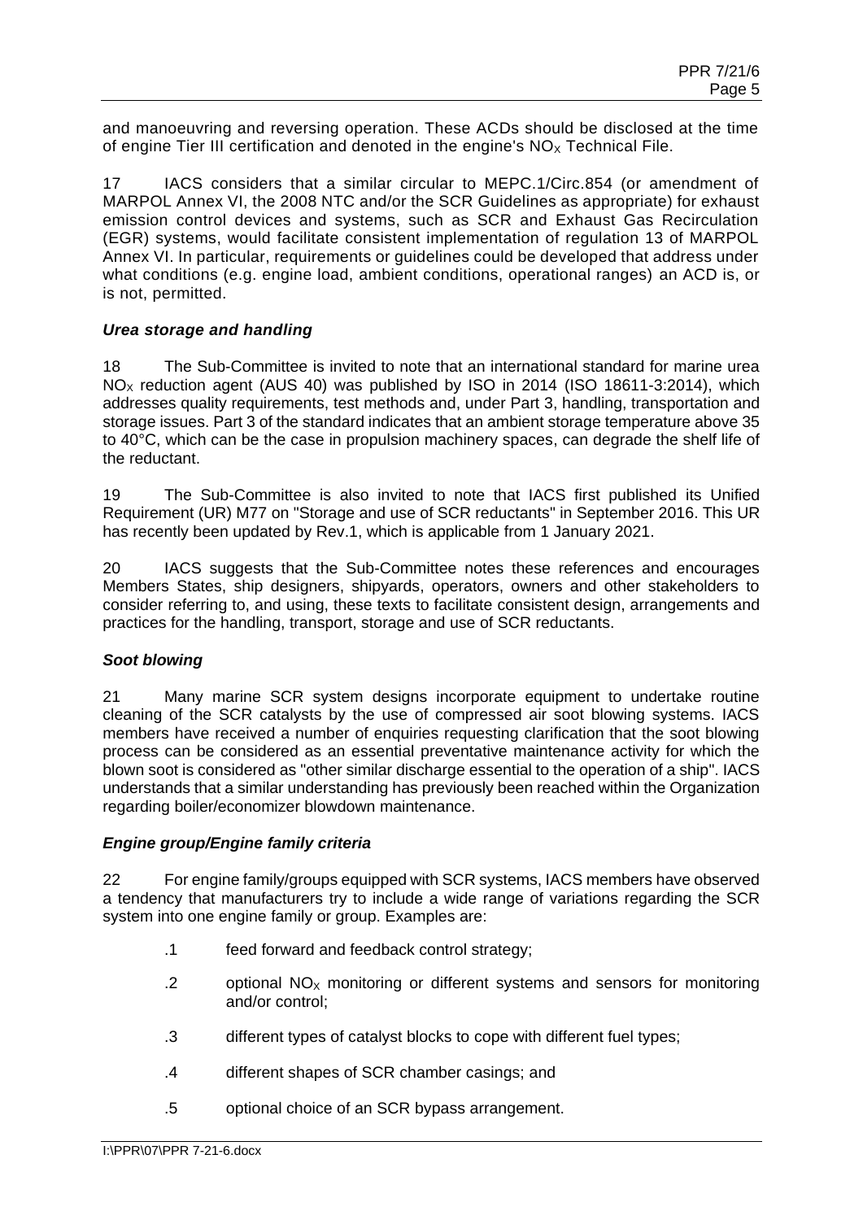and manoeuvring and reversing operation. These ACDs should be disclosed at the time of engine Tier III certification and denoted in the engine's $NO_X$ Technical File.

17 IACS considers that a similar circular to MEPC.1/Circ.854 (or amendment of MARPOL Annex VI, the 2008 NTC and/or the SCR Guidelines as appropriate) for exhaust emission control devices and systems, such as SCR and Exhaust Gas Recirculation (EGR) systems, would facilitate consistent implementation of regulation 13 of MARPOL Annex VI. In particular, requirements or guidelines could be developed that address under what conditions (e.g. engine load, ambient conditions, operational ranges) an ACD is, or is not, permitted.

### *Urea storage and handling*

18 The Sub-Committee is invited to note that an international standard for marine urea $NO_X$ reduction agent (AUS 40) was published by ISO in 2014 (ISO 18611-3:2014), which addresses quality requirements, test methods and, under Part 3, handling, transportation and storage issues. Part 3 of the standard indicates that an ambient storage temperature above 35 to 40°C, which can be the case in propulsion machinery spaces, can degrade the shelf life of the reductant.

19 The Sub-Committee is also invited to note that IACS first published its Unified Requirement (UR) M77 on "Storage and use of SCR reductants" in September 2016. This UR has recently been updated by Rev.1, which is applicable from 1 January 2021.

20 IACS suggests that the Sub-Committee notes these references and encourages Members States, ship designers, shipyards, operators, owners and other stakeholders to consider referring to, and using, these texts to facilitate consistent design, arrangements and practices for the handling, transport, storage and use of SCR reductants.

### *Soot blowing*

21 Many marine SCR system designs incorporate equipment to undertake routine cleaning of the SCR catalysts by the use of compressed air soot blowing systems. IACS members have received a number of enquiries requesting clarification that the soot blowing process can be considered as an essential preventative maintenance activity for which the blown soot is considered as "other similar discharge essential to the operation of a ship". IACS understands that a similar understanding has previously been reached within the Organization regarding boiler/economizer blowdown maintenance.

### *Engine group/Engine family criteria*

22 For engine family/groups equipped with SCR systems, IACS members have observed a tendency that manufacturers try to include a wide range of variations regarding the SCR system into one engine family or group. Examples are:

.1 feed forward and feedback control strategy;

.2 optional $NO_X$ monitoring or different systems and sensors for monitoring and/or control;

.3 different types of catalyst blocks to cope with different fuel types;

.4 different shapes of SCR chamber casings; and

.5 optional choice of an SCR bypass arrangement.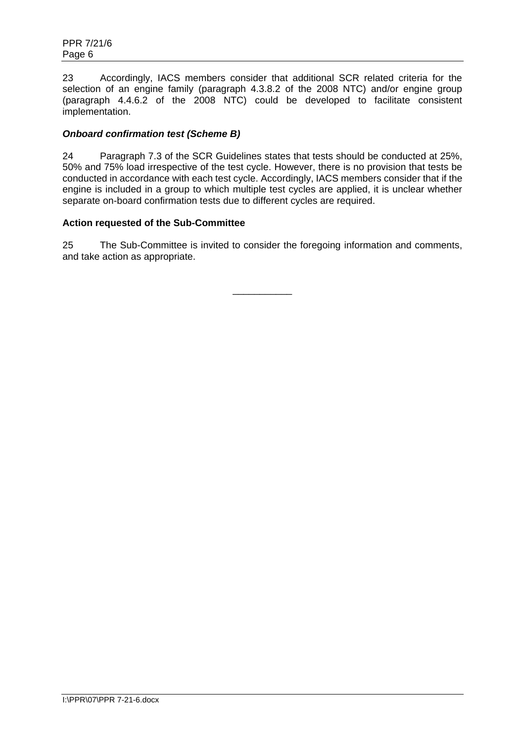23 Accordingly, IACS members consider that additional SCR related criteria for the selection of an engine family (paragraph 4.3.8.2 of the 2008 NTC) and/or engine group (paragraph 4.4.6.2 of the 2008 NTC) could be developed to facilitate consistent implementation.

### ***Onboard confirmation test (Scheme B)***

24 Paragraph 7.3 of the SCR Guidelines states that tests should be conducted at 25%, 50% and 75% load irrespective of the test cycle. However, there is no provision that tests be conducted in accordance with each test cycle. Accordingly, IACS members consider that if the engine is included in a group to which multiple test cycles are applied, it is unclear whether separate on-board confirmation tests due to different cycles are required.

### **Action requested of the Sub-Committee**

25 The Sub-Committee is invited to consider the foregoing information and comments, and take action as appropriate.

___________